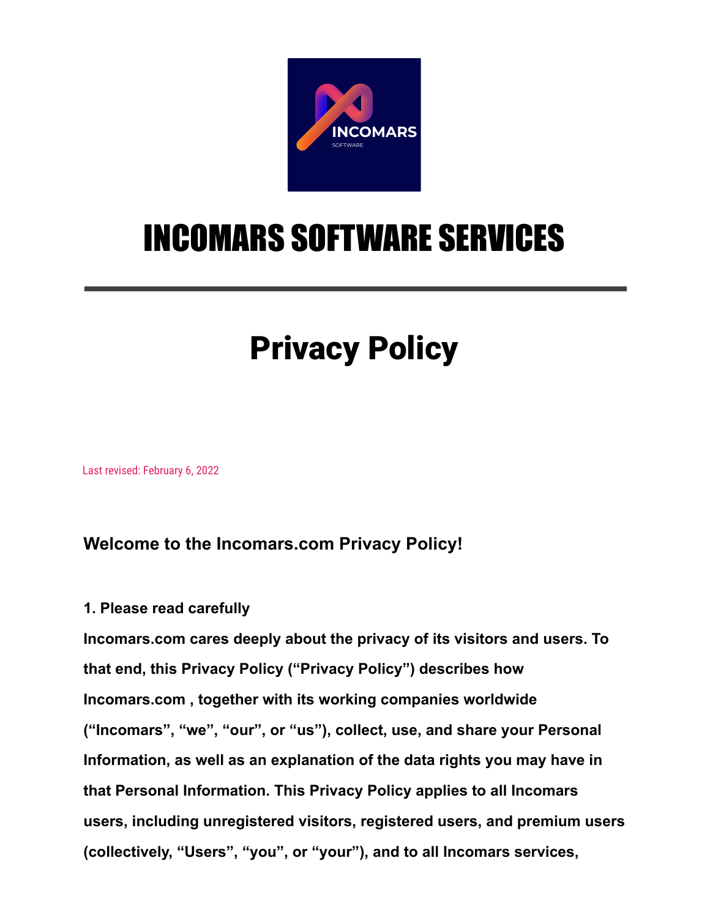# INCOMARS SOFTWARE SERVICES

# Privacy Policy

Last revised: February 6, 2022

### Welcome to the Incomars.com Privacy Policy!

**1. Please read carefully**

**Incomars.com cares deeply about the privacy of its visitors and users. To that end, this Privacy Policy ("Privacy Policy") describes how Incomars.com , together with its working companies worldwide ("Incomars", "we", "our", or "us"), collect, use, and share your Personal Information, as well as an explanation of the data rights you may have in that Personal Information. This Privacy Policy applies to all Incomars users, including unregistered visitors, registered users, and premium users (collectively, "Users", "you", or "your"), and to all Incomars services,**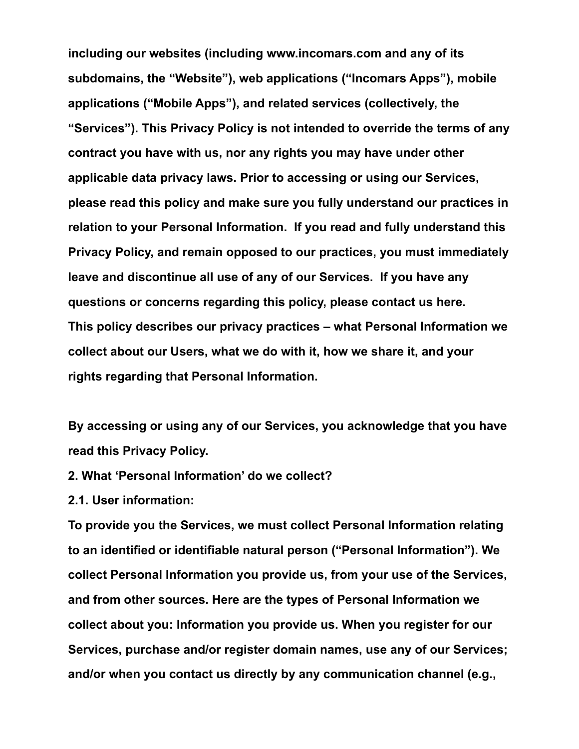**including our websites (including www.incomars.com and any of its subdomains, the “Website”), web applications (“Incomars Apps”), mobile applications (“Mobile Apps”), and related services (collectively, the “Services”). This Privacy Policy is not intended to override the terms of any contract you have with us, nor any rights you may have under other applicable data privacy laws. Prior to accessing or using our Services, please read this policy and make sure you fully understand our practices in relation to your Personal Information. If you read and fully understand this Privacy Policy, and remain opposed to our practices, you must immediately leave and discontinue all use of any of our Services. If you have any questions or concerns regarding this policy, please contact us here.**
**This policy describes our privacy practices – what Personal Information we collect about our Users, what we do with it, how we share it, and your rights regarding that Personal Information.**

**By accessing or using any of our Services, you acknowledge that you have read this Privacy Policy.**

## 2. What ‘Personal Information’ do we collect?

### 2.1. User information:

**To provide you the Services, we must collect Personal Information relating to an identified or identifiable natural person (“Personal Information”). We collect Personal Information you provide us, from your use of the Services, and from other sources. Here are the types of Personal Information we collect about you: Information you provide us. When you register for our Services, purchase and/or register domain names, use any of our Services; and/or when you contact us directly by any communication channel (e.g.,**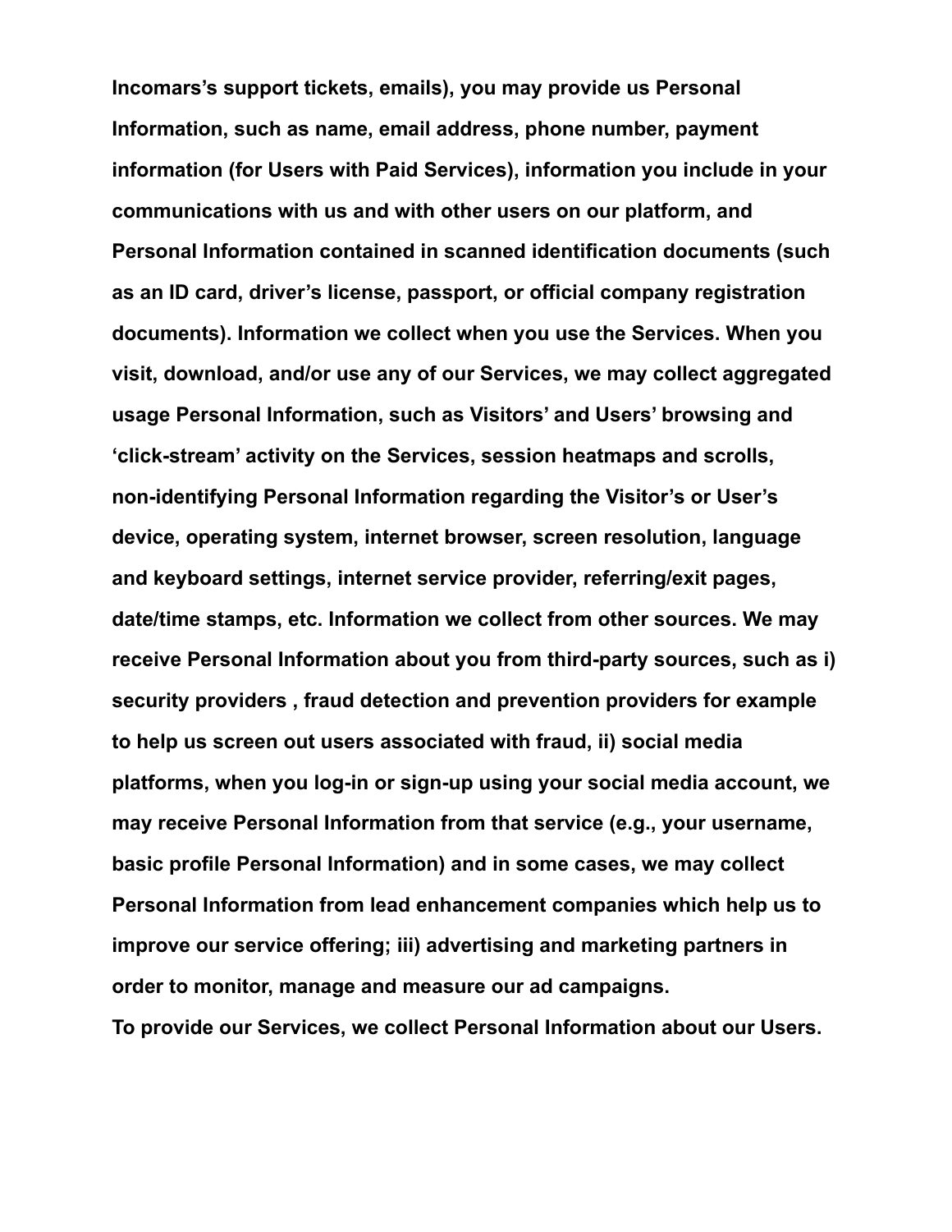**Incomars's support tickets, emails), you may provide us Personal Information, such as name, email address, phone number, payment information (for Users with Paid Services), information you include in your communications with us and with other users on our platform, and Personal Information contained in scanned identification documents (such as an ID card, driver's license, passport, or official company registration documents). Information we collect when you use the Services. When you visit, download, and/or use any of our Services, we may collect aggregated usage Personal Information, such as Visitors' and Users' browsing and 'click-stream' activity on the Services, session heatmaps and scrolls, non-identifying Personal Information regarding the Visitor's or User's device, operating system, internet browser, screen resolution, language and keyboard settings, internet service provider, referring/exit pages, date/time stamps, etc. Information we collect from other sources. We may receive Personal Information about you from third-party sources, such as i) security providers , fraud detection and prevention providers for example to help us screen out users associated with fraud, ii) social media platforms, when you log-in or sign-up using your social media account, we may receive Personal Information from that service (e.g., your username, basic profile Personal Information) and in some cases, we may collect Personal Information from lead enhancement companies which help us to improve our service offering; iii) advertising and marketing partners in order to monitor, manage and measure our ad campaigns.**

**To provide our Services, we collect Personal Information about our Users.**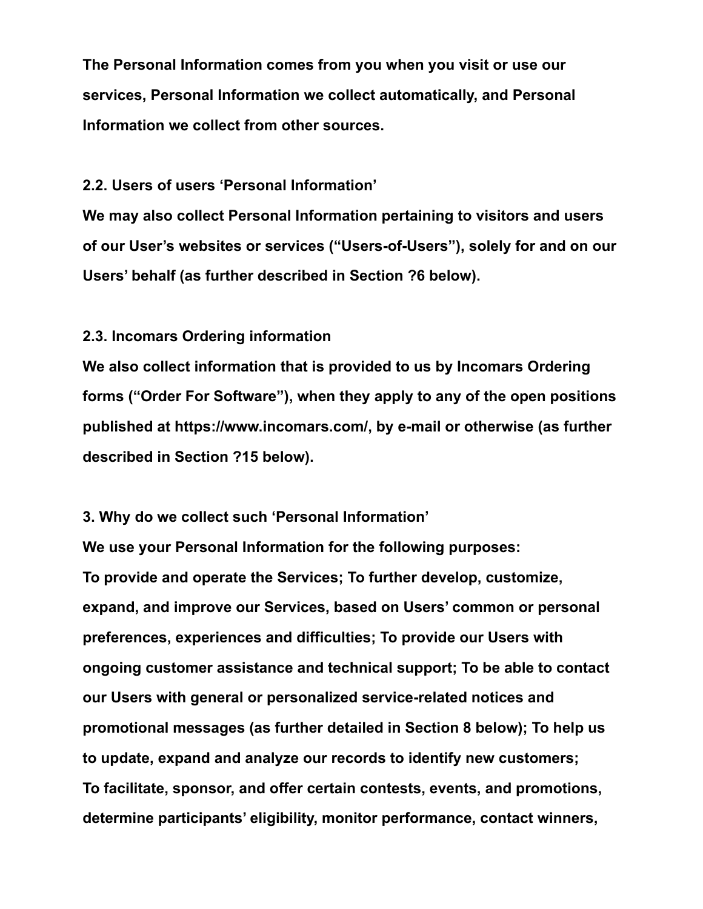**The Personal Information comes from you when you visit or use our services, Personal Information we collect automatically, and Personal Information we collect from other sources.**

**2.2. Users of users 'Personal Information'**

**We may also collect Personal Information pertaining to visitors and users of our User's websites or services ("Users-of-Users"), solely for and on our Users' behalf (as further described in Section ?6 below).**

**2.3. Incomars Ordering information**

**We also collect information that is provided to us by Incomars Ordering forms ("Order For Software"), when they apply to any of the open positions published at https://www.incomars.com/, by e-mail or otherwise (as further described in Section ?15 below).**

**3. Why do we collect such 'Personal Information'**

**We use your Personal Information for the following purposes:**

**To provide and operate the Services; To further develop, customize, expand, and improve our Services, based on Users' common or personal preferences, experiences and difficulties; To provide our Users with ongoing customer assistance and technical support; To be able to contact our Users with general or personalized service-related notices and promotional messages (as further detailed in Section 8 below); To help us to update, expand and analyze our records to identify new customers; To facilitate, sponsor, and offer certain contests, events, and promotions, determine participants' eligibility, monitor performance, contact winners,**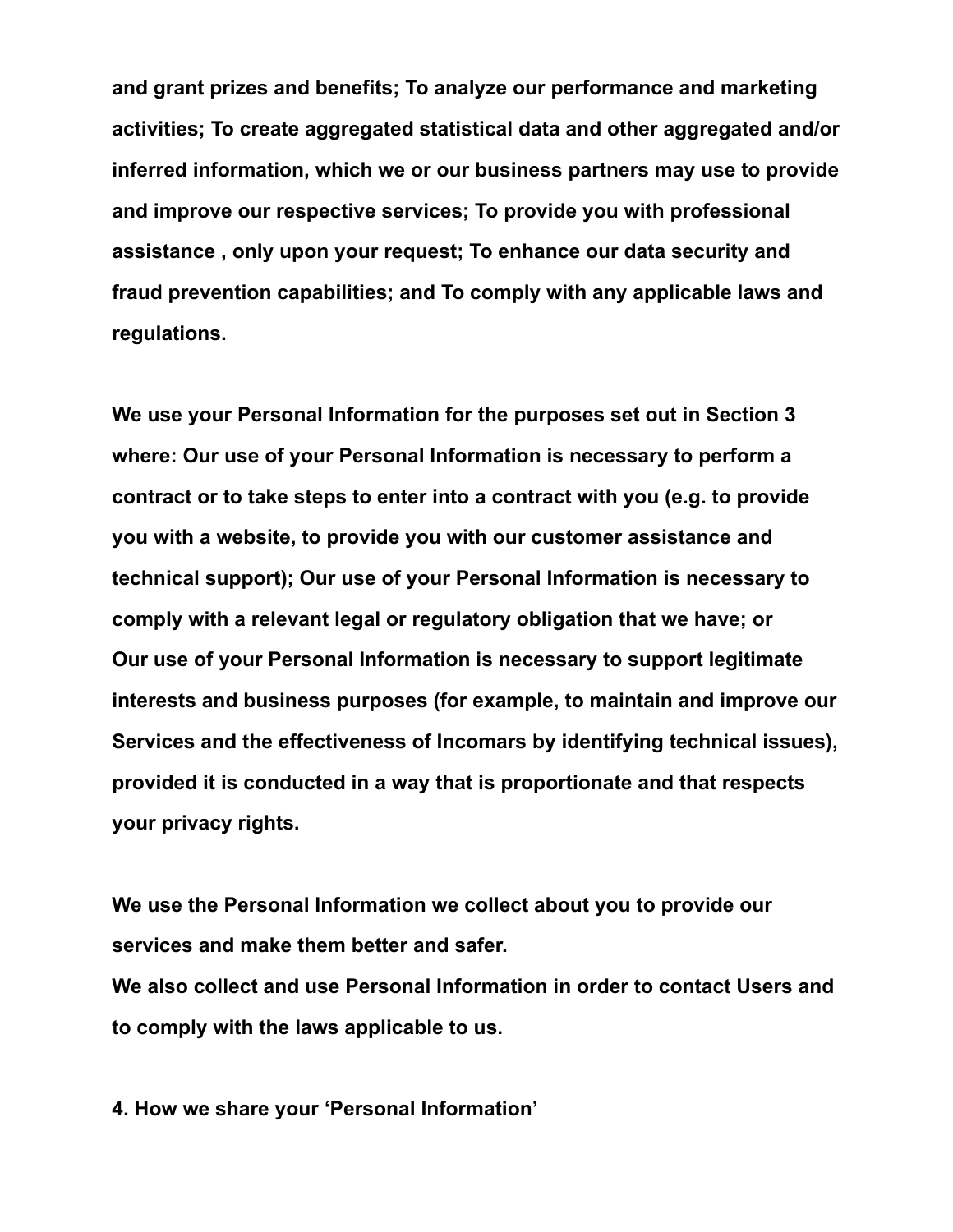**and grant prizes and benefits; To analyze our performance and marketing activities; To create aggregated statistical data and other aggregated and/or inferred information, which we or our business partners may use to provide and improve our respective services; To provide you with professional assistance , only upon your request; To enhance our data security and fraud prevention capabilities; and To comply with any applicable laws and regulations.**

**We use your Personal Information for the purposes set out in Section 3 where: Our use of your Personal Information is necessary to perform a contract or to take steps to enter into a contract with you (e.g. to provide you with a website, to provide you with our customer assistance and technical support); Our use of your Personal Information is necessary to comply with a relevant legal or regulatory obligation that we have; or Our use of your Personal Information is necessary to support legitimate interests and business purposes (for example, to maintain and improve our Services and the effectiveness of Incomars by identifying technical issues), provided it is conducted in a way that is proportionate and that respects your privacy rights.**

**We use the Personal Information we collect about you to provide our services and make them better and safer.**
**We also collect and use Personal Information in order to contact Users and to comply with the laws applicable to us.**

**4. How we share your 'Personal Information'**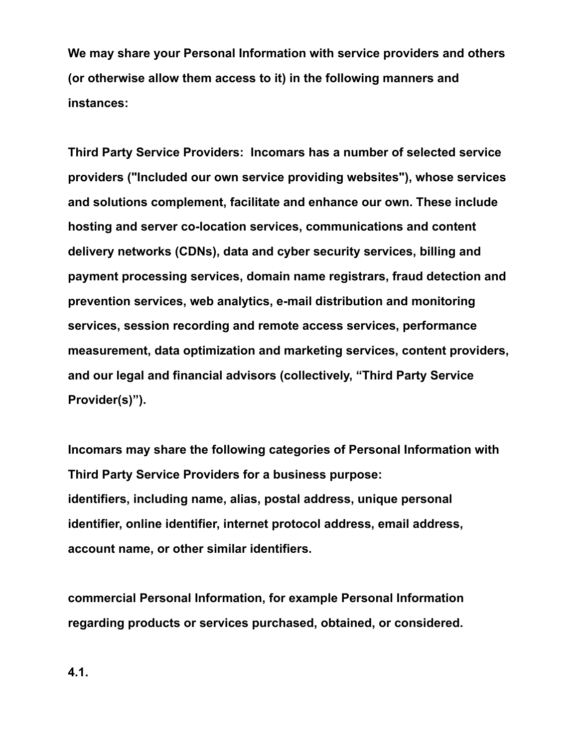**We may share your Personal Information with service providers and others (or otherwise allow them access to it) in the following manners and instances:**

**Third Party Service Providers:  Incomars has a number of selected service providers ("Included our own service providing websites"), whose services and solutions complement, facilitate and enhance our own. These include hosting and server co-location services, communications and content delivery networks (CDNs), data and cyber security services, billing and payment processing services, domain name registrars, fraud detection and prevention services, web analytics, e-mail distribution and monitoring services, session recording and remote access services, performance measurement, data optimization and marketing services, content providers, and our legal and financial advisors (collectively, “Third Party Service Provider(s)”).**

**Incomars may share the following categories of Personal Information with Third Party Service Providers for a business purpose:**
**identifiers, including name, alias, postal address, unique personal identifier, online identifier, internet protocol address, email address, account name, or other similar identifiers.**

**commercial Personal Information, for example Personal Information regarding products or services purchased, obtained, or considered.**

**4.1.**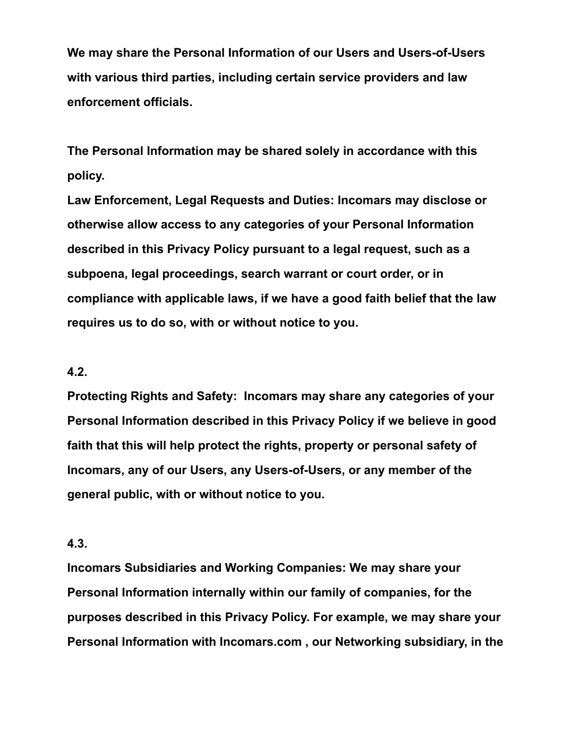**We may share the Personal Information of our Users and Users-of-Users with various third parties, including certain service providers and law enforcement officials.**

**The Personal Information may be shared solely in accordance with this policy.**
**Law Enforcement, Legal Requests and Duties: Incomars may disclose or otherwise allow access to any categories of your Personal Information described in this Privacy Policy pursuant to a legal request, such as a subpoena, legal proceedings, search warrant or court order, or in compliance with applicable laws, if we have a good faith belief that the law requires us to do so, with or without notice to you.**

**4.2.**
**Protecting Rights and Safety: Incomars may share any categories of your Personal Information described in this Privacy Policy if we believe in good faith that this will help protect the rights, property or personal safety of Incomars, any of our Users, any Users-of-Users, or any member of the general public, with or without notice to you.**

**4.3.**
**Incomars Subsidiaries and Working Companies: We may share your Personal Information internally within our family of companies, for the purposes described in this Privacy Policy. For example, we may share your Personal Information with Incomars.com , our Networking subsidiary, in the**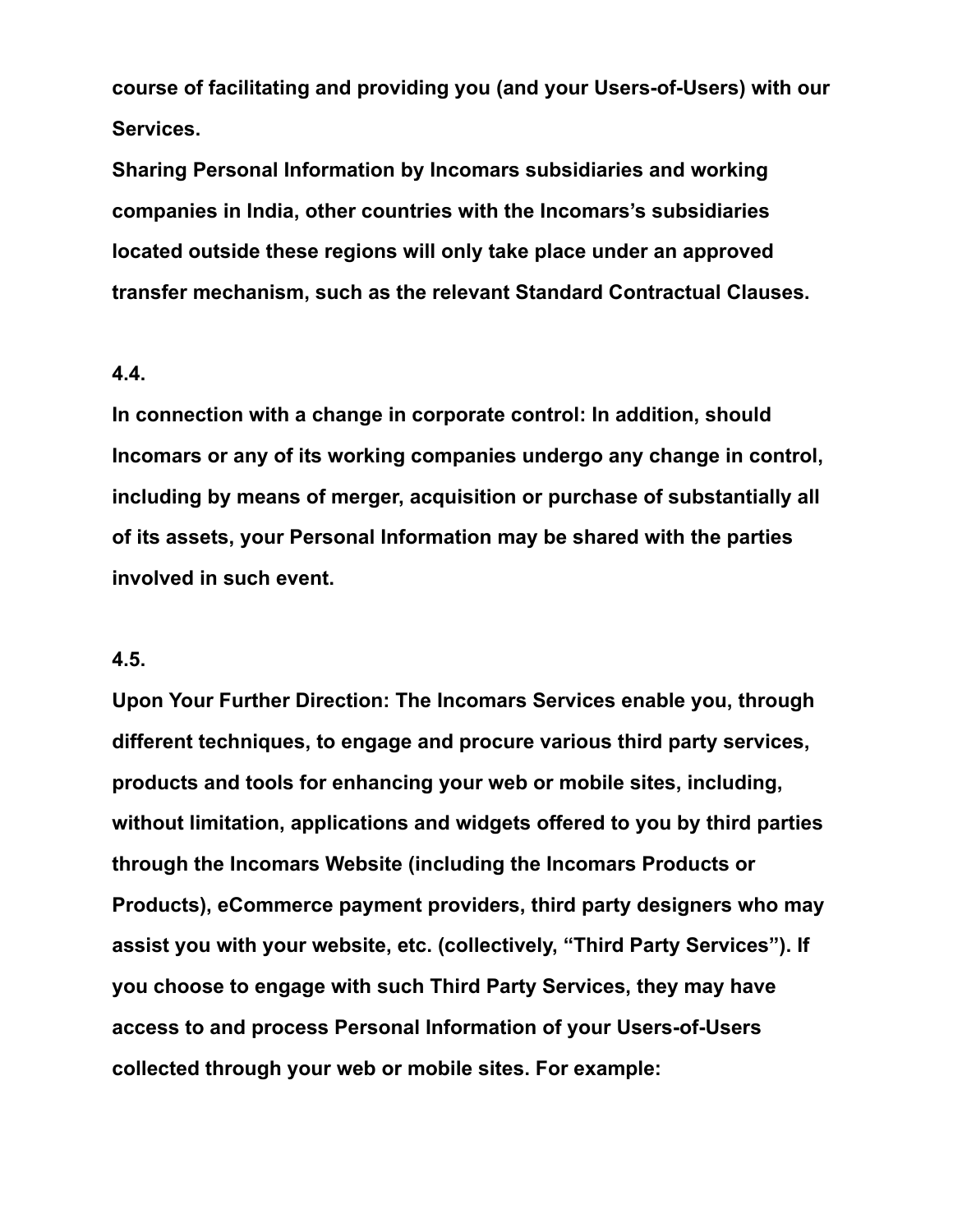**course of facilitating and providing you (and your Users-of-Users) with our Services.**
**Sharing Personal Information by Incomars subsidiaries and working companies in India, other countries with the Incomars's subsidiaries located outside these regions will only take place under an approved transfer mechanism, such as the relevant Standard Contractual Clauses.**

**4.4.**
**In connection with a change in corporate control: In addition, should Incomars or any of its working companies undergo any change in control, including by means of merger, acquisition or purchase of substantially all of its assets, your Personal Information may be shared with the parties involved in such event.**

**4.5.**
**Upon Your Further Direction: The Incomars Services enable you, through different techniques, to engage and procure various third party services, products and tools for enhancing your web or mobile sites, including, without limitation, applications and widgets offered to you by third parties through the Incomars Website (including the Incomars Products or Products), eCommerce payment providers, third party designers who may assist you with your website, etc. (collectively, "Third Party Services"). If you choose to engage with such Third Party Services, they may have access to and process Personal Information of your Users-of-Users collected through your web or mobile sites. For example:**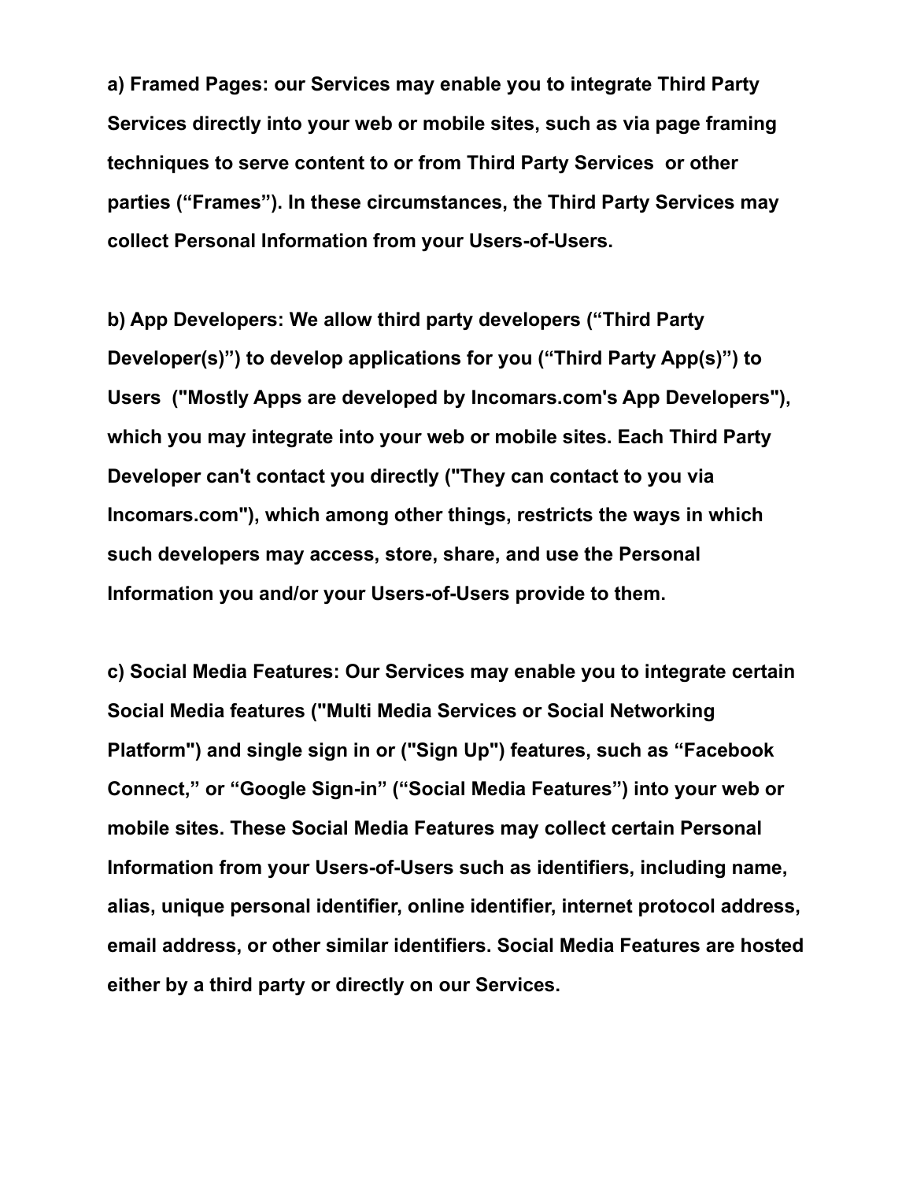**a) Framed Pages: our Services may enable you to integrate Third Party Services directly into your web or mobile sites, such as via page framing techniques to serve content to or from Third Party Services  or other parties (“Frames”). In these circumstances, the Third Party Services may collect Personal Information from your Users-of-Users.**

**b) App Developers: We allow third party developers (“Third Party Developer(s)”) to develop applications for you (“Third Party App(s)”) to Users  ("Mostly Apps are developed by Incomars.com's App Developers"), which you may integrate into your web or mobile sites. Each Third Party Developer can't contact you directly ("They can contact to you via Incomars.com"), which among other things, restricts the ways in which such developers may access, store, share, and use the Personal Information you and/or your Users-of-Users provide to them.**

**c) Social Media Features: Our Services may enable you to integrate certain Social Media features ("Multi Media Services or Social Networking Platform") and single sign in or ("Sign Up") features, such as “Facebook Connect,” or “Google Sign-in” (“Social Media Features”) into your web or mobile sites. These Social Media Features may collect certain Personal Information from your Users-of-Users such as identifiers, including name, alias, unique personal identifier, online identifier, internet protocol address, email address, or other similar identifiers. Social Media Features are hosted either by a third party or directly on our Services.**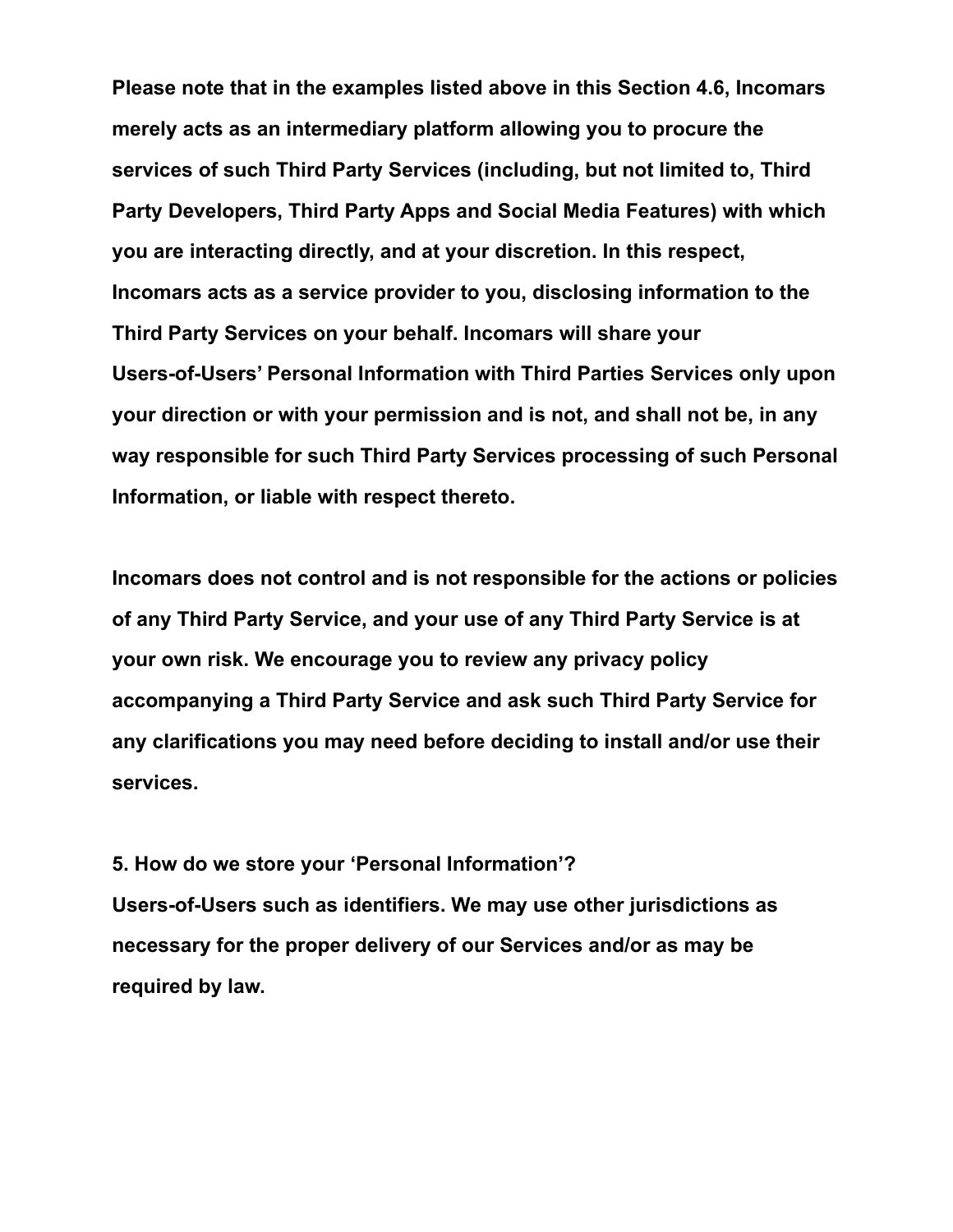**Please note that in the examples listed above in this Section 4.6, Incomars merely acts as an intermediary platform allowing you to procure the services of such Third Party Services (including, but not limited to, Third Party Developers, Third Party Apps and Social Media Features) with which you are interacting directly, and at your discretion. In this respect, Incomars acts as a service provider to you, disclosing information to the Third Party Services on your behalf. Incomars will share your Users-of-Users' Personal Information with Third Parties Services only upon your direction or with your permission and is not, and shall not be, in any way responsible for such Third Party Services processing of such Personal Information, or liable with respect thereto.**

**Incomars does not control and is not responsible for the actions or policies of any Third Party Service, and your use of any Third Party Service is at your own risk. We encourage you to review any privacy policy accompanying a Third Party Service and ask such Third Party Service for any clarifications you may need before deciding to install and/or use their services.**

## 5. How do we store your 'Personal Information'?

**Users-of-Users such as identifiers. We may use other jurisdictions as necessary for the proper delivery of our Services and/or as may be required by law.**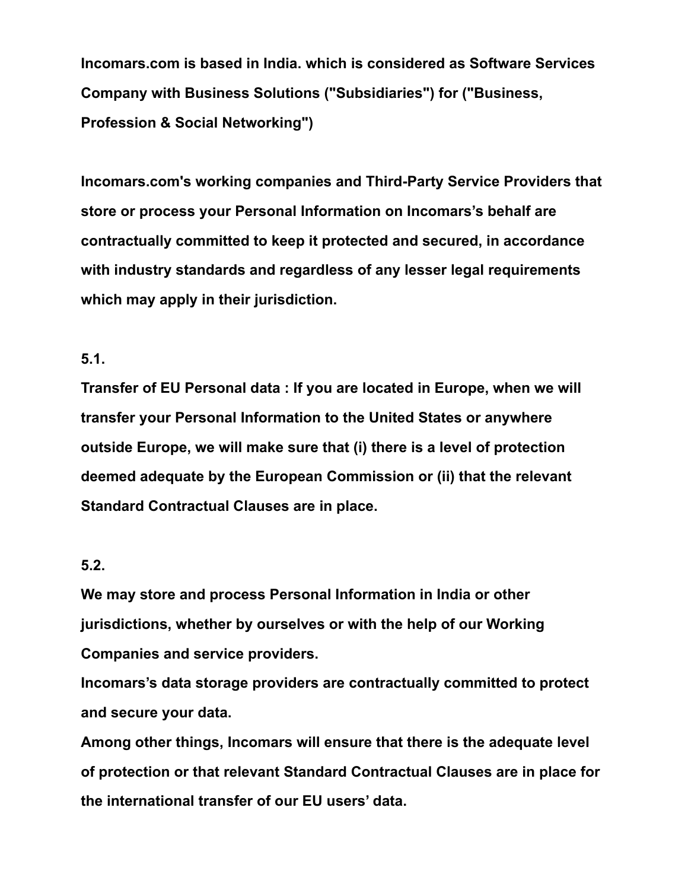**Incomars.com is based in India. which is considered as Software Services Company with Business Solutions ("Subsidiaries") for ("Business, Profession & Social Networking")**

**Incomars.com's working companies and Third-Party Service Providers that store or process your Personal Information on Incomars's behalf are contractually committed to keep it protected and secured, in accordance with industry standards and regardless of any lesser legal requirements which may apply in their jurisdiction.**

**5.1.**

**Transfer of EU Personal data : If you are located in Europe, when we will transfer your Personal Information to the United States or anywhere outside Europe, we will make sure that (i) there is a level of protection deemed adequate by the European Commission or (ii) that the relevant Standard Contractual Clauses are in place.**

**5.2.**

**We may store and process Personal Information in India or other jurisdictions, whether by ourselves or with the help of our Working Companies and service providers.**

**Incomars's data storage providers are contractually committed to protect and secure your data.**

**Among other things, Incomars will ensure that there is the adequate level of protection or that relevant Standard Contractual Clauses are in place for the international transfer of our EU users' data.**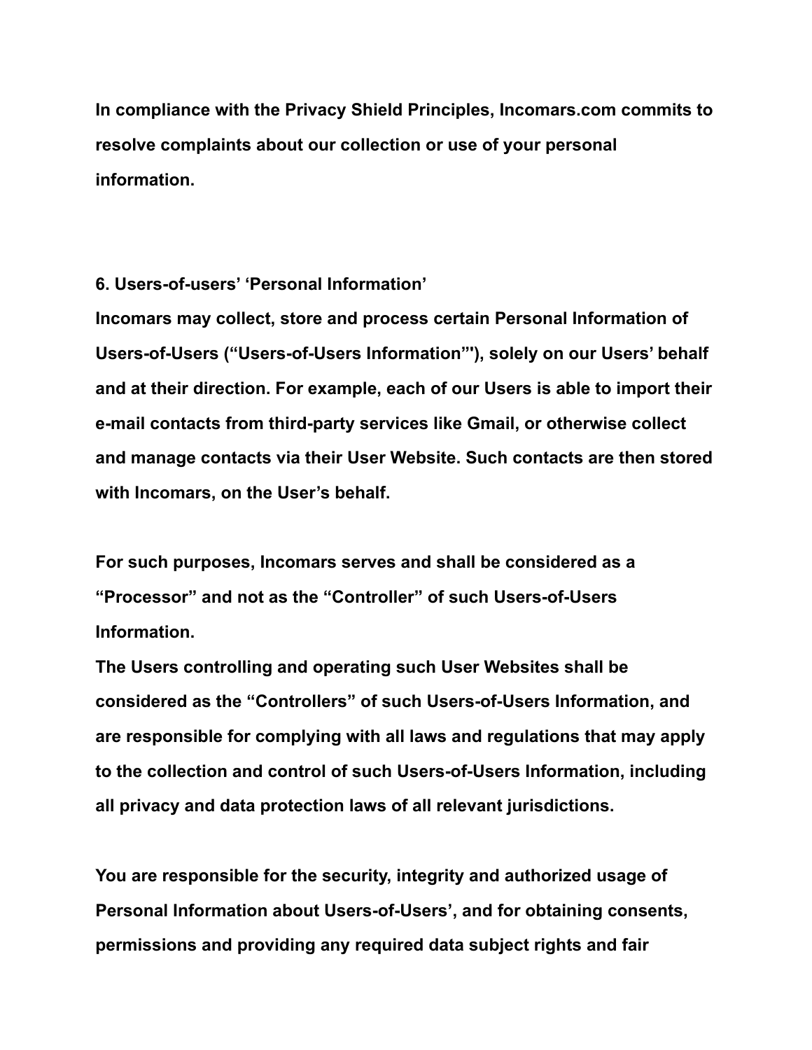**In compliance with the Privacy Shield Principles, Incomars.com commits to resolve complaints about our collection or use of your personal information.**

**6. Users-of-users' 'Personal Information'**

**Incomars may collect, store and process certain Personal Information of Users-of-Users ("Users-of-Users Information"'), solely on our Users' behalf and at their direction. For example, each of our Users is able to import their e-mail contacts from third-party services like Gmail, or otherwise collect and manage contacts via their User Website. Such contacts are then stored with Incomars, on the User's behalf.**

**For such purposes, Incomars serves and shall be considered as a "Processor" and not as the "Controller" of such Users-of-Users Information.**

**The Users controlling and operating such User Websites shall be considered as the "Controllers" of such Users-of-Users Information, and are responsible for complying with all laws and regulations that may apply to the collection and control of such Users-of-Users Information, including all privacy and data protection laws of all relevant jurisdictions.**

**You are responsible for the security, integrity and authorized usage of Personal Information about Users-of-Users', and for obtaining consents, permissions and providing any required data subject rights and fair**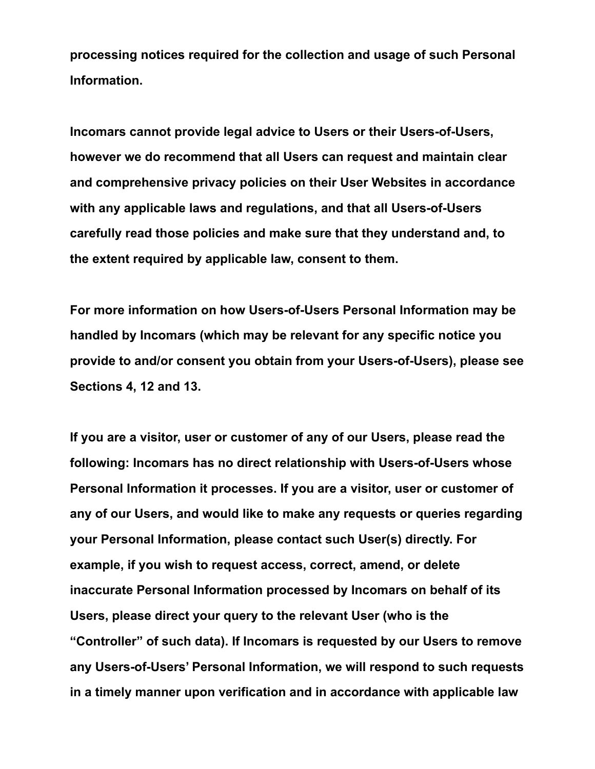**processing notices required for the collection and usage of such Personal Information.**

**Incomars cannot provide legal advice to Users or their Users-of-Users, however we do recommend that all Users can request and maintain clear and comprehensive privacy policies on their User Websites in accordance with any applicable laws and regulations, and that all Users-of-Users carefully read those policies and make sure that they understand and, to the extent required by applicable law, consent to them.**

**For more information on how Users-of-Users Personal Information may be handled by Incomars (which may be relevant for any specific notice you provide to and/or consent you obtain from your Users-of-Users), please see Sections 4, 12 and 13.**

**If you are a visitor, user or customer of any of our Users, please read the following: Incomars has no direct relationship with Users-of-Users whose Personal Information it processes. If you are a visitor, user or customer of any of our Users, and would like to make any requests or queries regarding your Personal Information, please contact such User(s) directly. For example, if you wish to request access, correct, amend, or delete inaccurate Personal Information processed by Incomars on behalf of its Users, please direct your query to the relevant User (who is the "Controller" of such data). If Incomars is requested by our Users to remove any Users-of-Users' Personal Information, we will respond to such requests in a timely manner upon verification and in accordance with applicable law**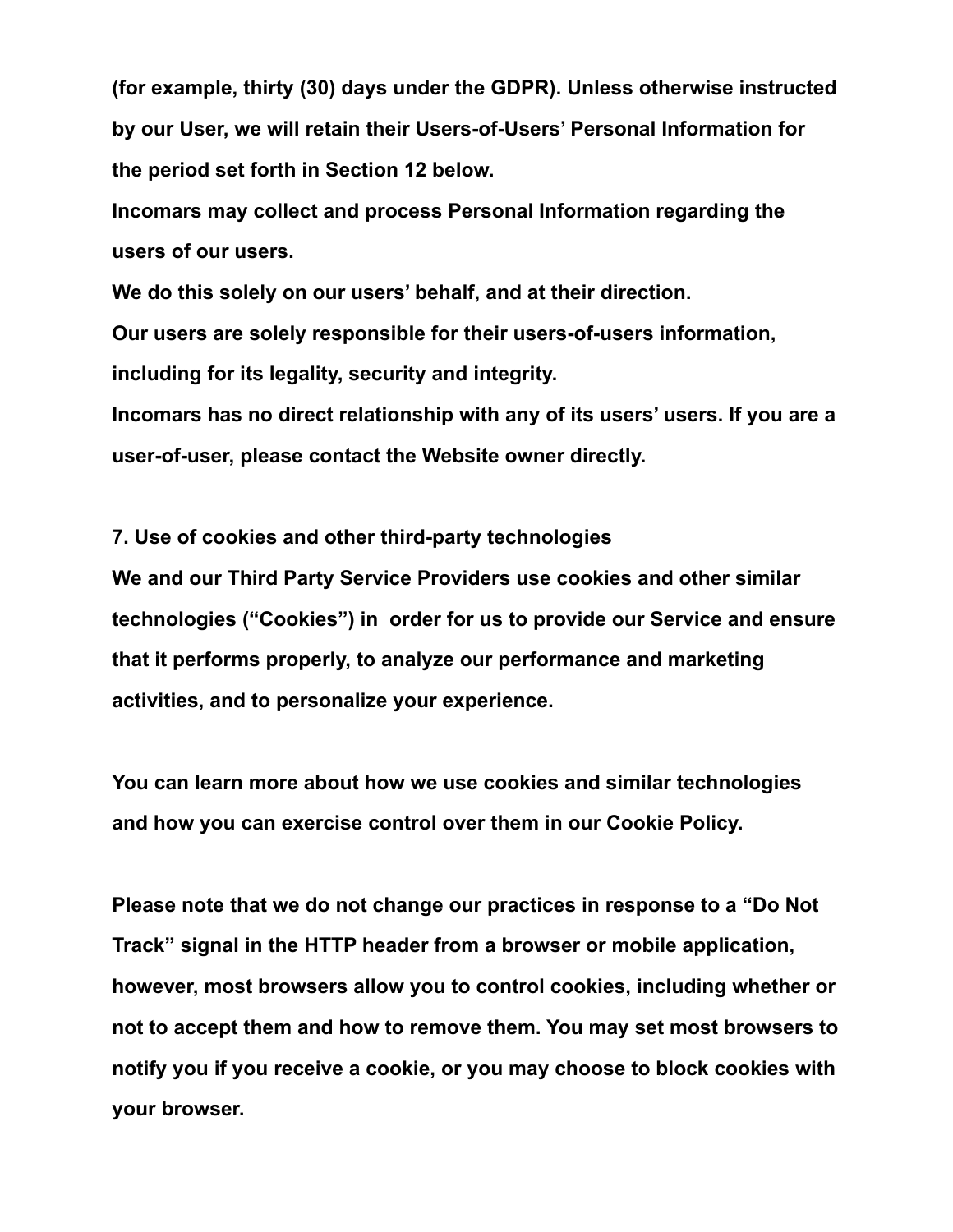(for example, thirty (30) days under the GDPR). Unless otherwise instructed by our User, we will retain their Users-of-Users' Personal Information for the period set forth in Section 12 below.

Incomars may collect and process Personal Information regarding the users of our users.

We do this solely on our users' behalf, and at their direction.

Our users are solely responsible for their users-of-users information, including for its legality, security and integrity.

Incomars has no direct relationship with any of its users' users. If you are a user-of-user, please contact the Website owner directly.

## 7. Use of cookies and other third-party technologies

We and our Third Party Service Providers use cookies and other similar technologies ("Cookies") in order for us to provide our Service and ensure that it performs properly, to analyze our performance and marketing activities, and to personalize your experience.

You can learn more about how we use cookies and similar technologies and how you can exercise control over them in our Cookie Policy.

Please note that we do not change our practices in response to a "Do Not Track" signal in the HTTP header from a browser or mobile application, however, most browsers allow you to control cookies, including whether or not to accept them and how to remove them. You may set most browsers to notify you if you receive a cookie, or you may choose to block cookies with your browser.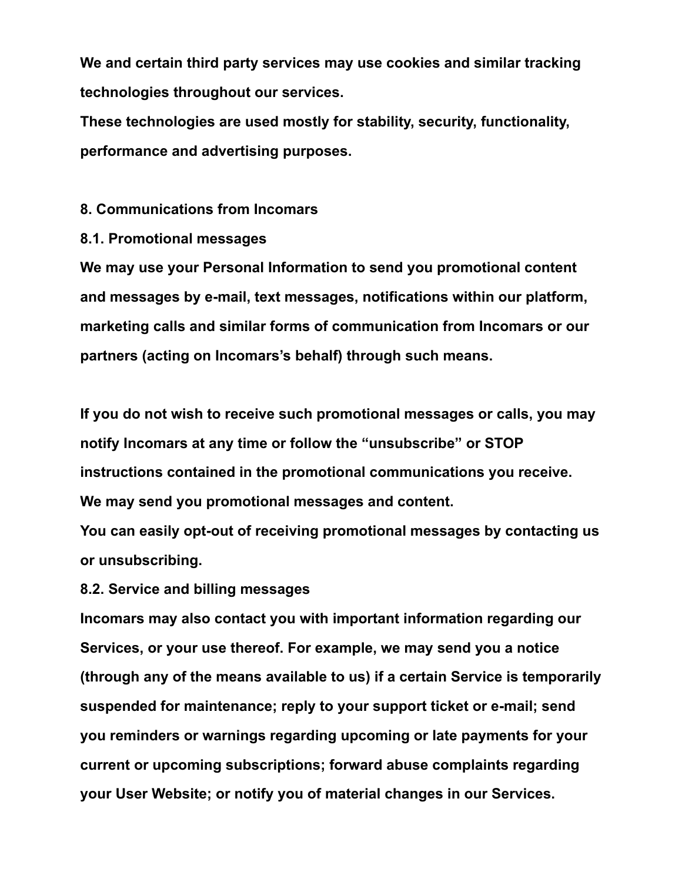We and certain third party services may use cookies and similar tracking technologies throughout our services.
These technologies are used mostly for stability, security, functionality, performance and advertising purposes.

## 8. Communications from Incomars

### 8.1. Promotional messages

We may use your Personal Information to send you promotional content and messages by e-mail, text messages, notifications within our platform, marketing calls and similar forms of communication from Incomars or our partners (acting on Incomars's behalf) through such means.

If you do not wish to receive such promotional messages or calls, you may notify Incomars at any time or follow the "unsubscribe" or STOP instructions contained in the promotional communications you receive.
We may send you promotional messages and content.
You can easily opt-out of receiving promotional messages by contacting us or unsubscribing.

### 8.2. Service and billing messages

Incomars may also contact you with important information regarding our Services, or your use thereof. For example, we may send you a notice (through any of the means available to us) if a certain Service is temporarily suspended for maintenance; reply to your support ticket or e-mail; send you reminders or warnings regarding upcoming or late payments for your current or upcoming subscriptions; forward abuse complaints regarding your User Website; or notify you of material changes in our Services.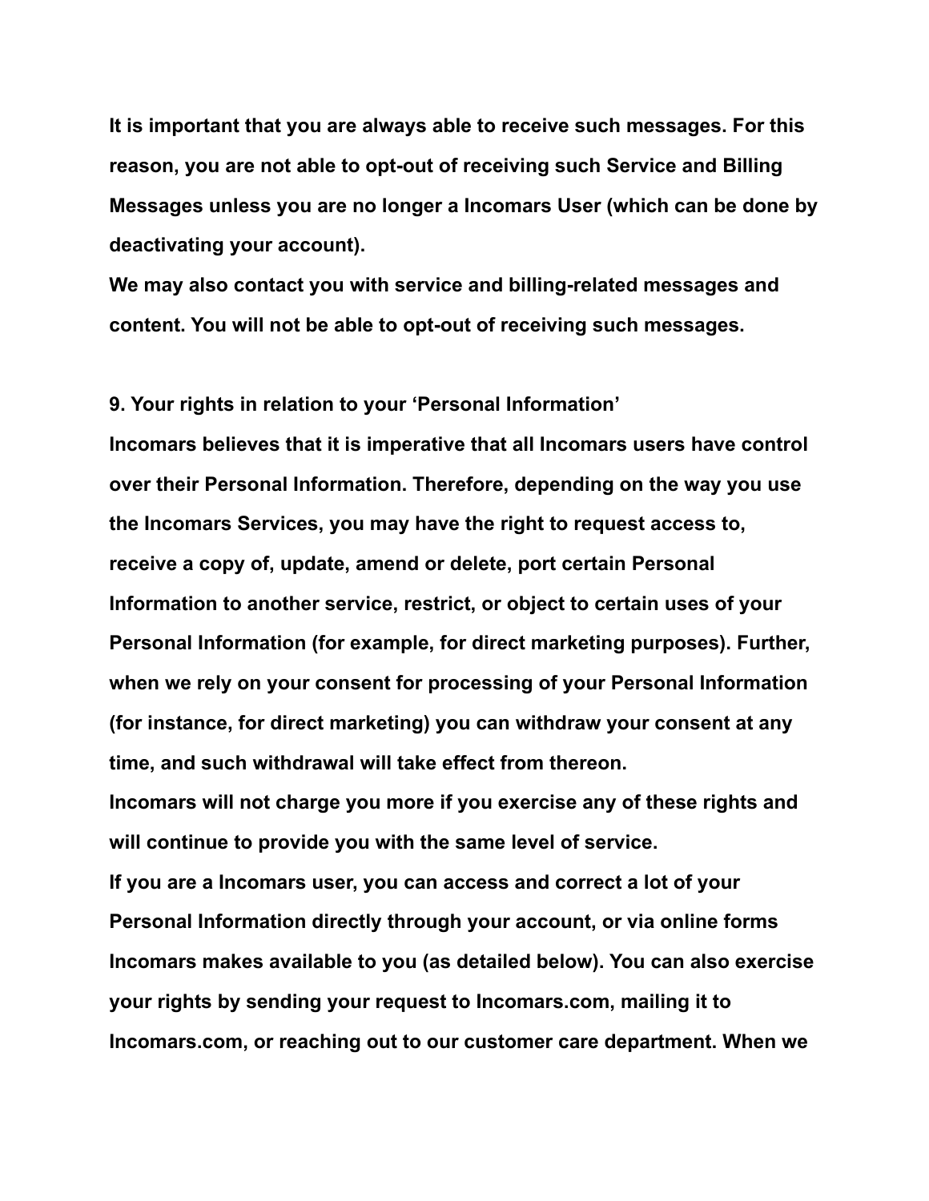**It is important that you are always able to receive such messages. For this reason, you are not able to opt-out of receiving such Service and Billing Messages unless you are no longer a Incomars User (which can be done by deactivating your account).**

**We may also contact you with service and billing-related messages and content. You will not be able to opt-out of receiving such messages.**

## 9. Your rights in relation to your 'Personal Information'

**Incomars believes that it is imperative that all Incomars users have control over their Personal Information. Therefore, depending on the way you use the Incomars Services, you may have the right to request access to, receive a copy of, update, amend or delete, port certain Personal Information to another service, restrict, or object to certain uses of your Personal Information (for example, for direct marketing purposes). Further, when we rely on your consent for processing of your Personal Information (for instance, for direct marketing) you can withdraw your consent at any time, and such withdrawal will take effect from thereon.**

**Incomars will not charge you more if you exercise any of these rights and will continue to provide you with the same level of service.**

**If you are a Incomars user, you can access and correct a lot of your Personal Information directly through your account, or via online forms Incomars makes available to you (as detailed below). You can also exercise your rights by sending your request to Incomars.com, mailing it to Incomars.com, or reaching out to our customer care department. When we**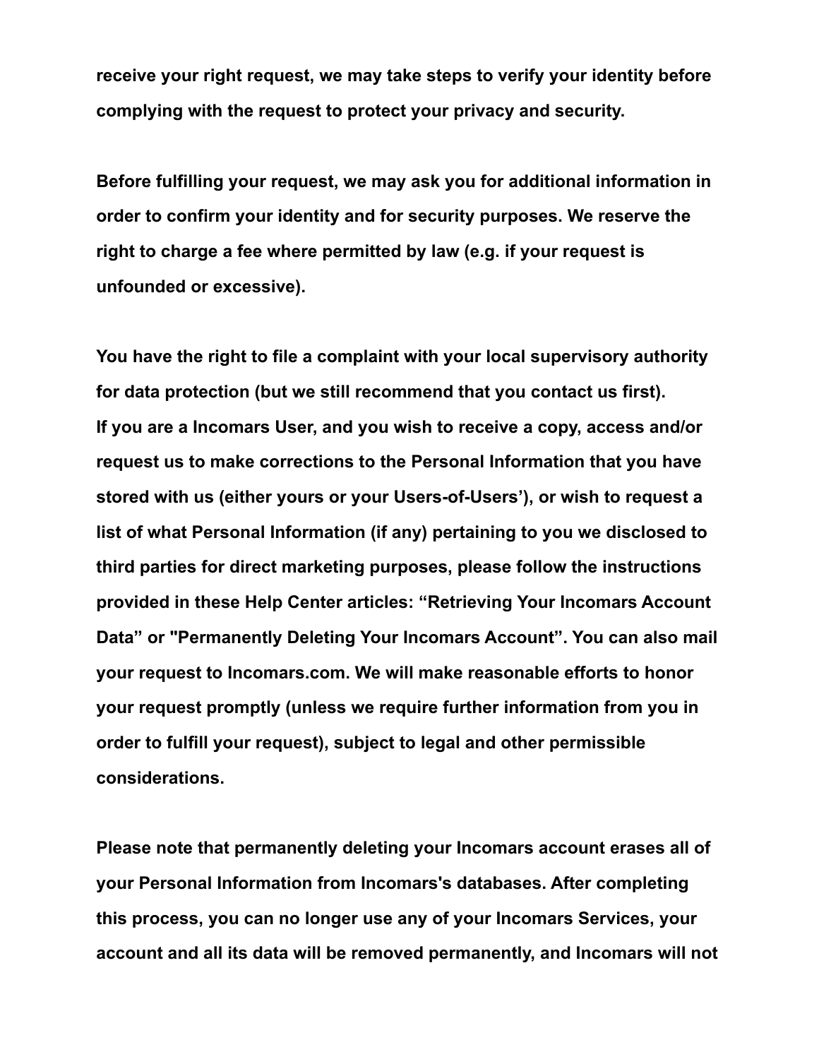**receive your right request, we may take steps to verify your identity before complying with the request to protect your privacy and security.**

**Before fulfilling your request, we may ask you for additional information in order to confirm your identity and for security purposes. We reserve the right to charge a fee where permitted by law (e.g. if your request is unfounded or excessive).**

**You have the right to file a complaint with your local supervisory authority for data protection (but we still recommend that you contact us first).**
**If you are a Incomars User, and you wish to receive a copy, access and/or request us to make corrections to the Personal Information that you have stored with us (either yours or your Users-of-Users'), or wish to request a list of what Personal Information (if any) pertaining to you we disclosed to third parties for direct marketing purposes, please follow the instructions provided in these Help Center articles: "Retrieving Your Incomars Account Data" or "Permanently Deleting Your Incomars Account". You can also mail your request to Incomars.com. We will make reasonable efforts to honor your request promptly (unless we require further information from you in order to fulfill your request), subject to legal and other permissible considerations.**

**Please note that permanently deleting your Incomars account erases all of your Personal Information from Incomars's databases. After completing this process, you can no longer use any of your Incomars Services, your account and all its data will be removed permanently, and Incomars will not**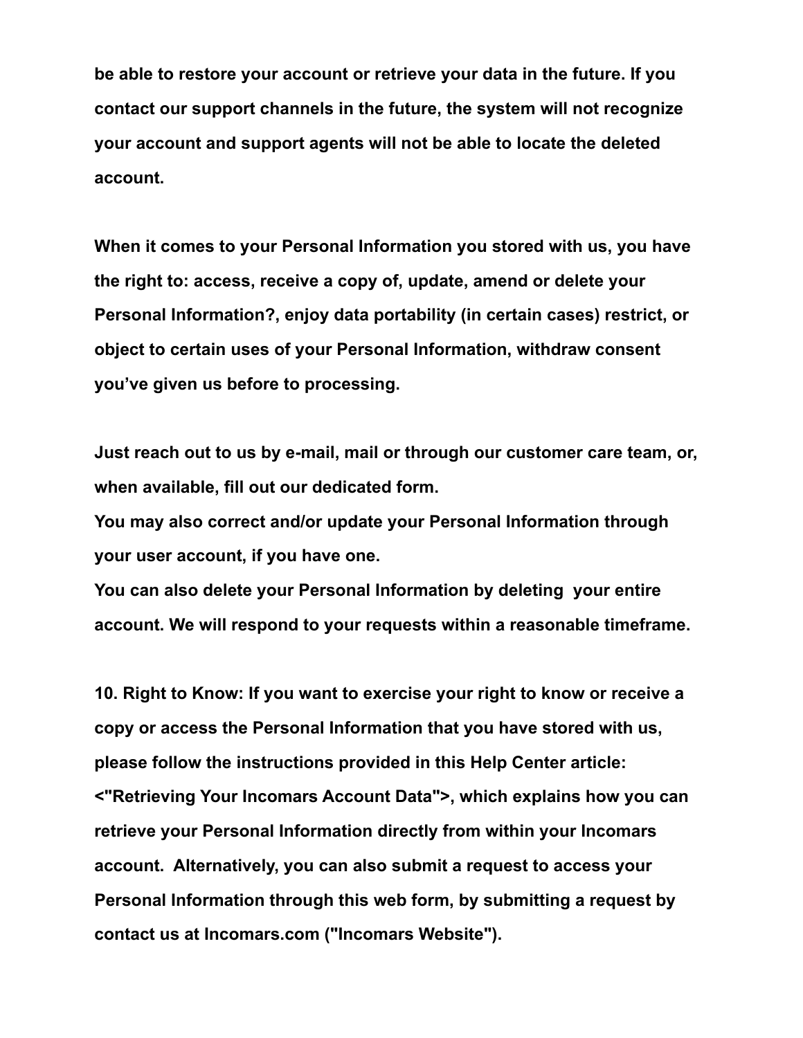**be able to restore your account or retrieve your data in the future. If you contact our support channels in the future, the system will not recognize your account and support agents will not be able to locate the deleted account.**

**When it comes to your Personal Information you stored with us, you have the right to: access, receive a copy of, update, amend or delete your Personal Information?, enjoy data portability (in certain cases) restrict, or object to certain uses of your Personal Information, withdraw consent you've given us before to processing.**

**Just reach out to us by e-mail, mail or through our customer care team, or, when available, fill out our dedicated form.**
**You may also correct and/or update your Personal Information through your user account, if you have one.**
**You can also delete your Personal Information by deleting your entire account. We will respond to your requests within a reasonable timeframe.**

**10. Right to Know: If you want to exercise your right to know or receive a copy or access the Personal Information that you have stored with us, please follow the instructions provided in this Help Center article: <"Retrieving Your Incomars Account Data">, which explains how you can retrieve your Personal Information directly from within your Incomars account. Alternatively, you can also submit a request to access your Personal Information through this web form, by submitting a request by contact us at Incomars.com ("Incomars Website").**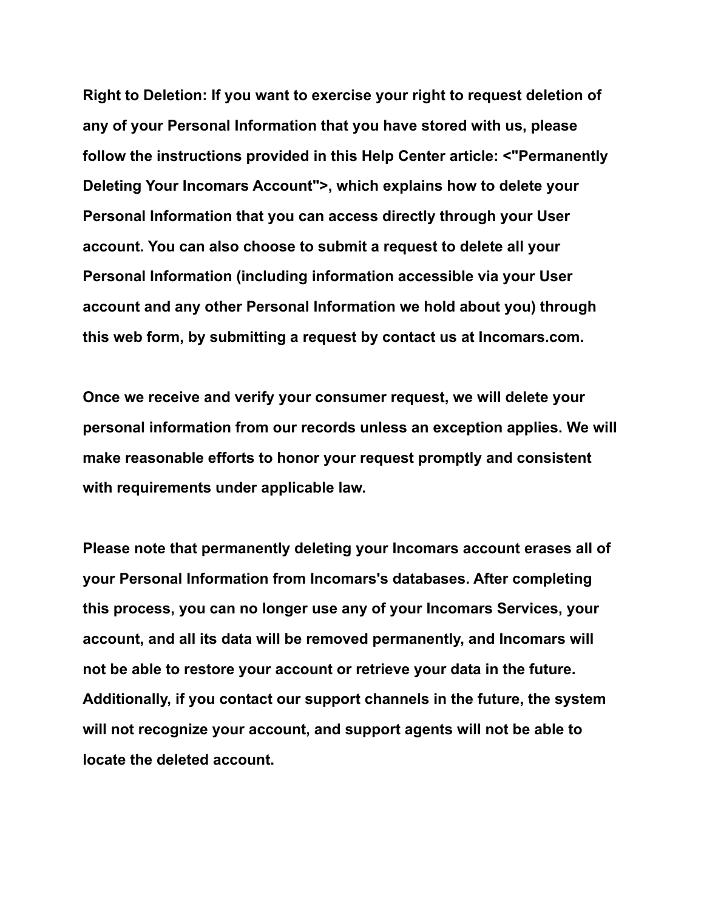**Right to Deletion: If you want to exercise your right to request deletion of any of your Personal Information that you have stored with us, please follow the instructions provided in this Help Center article: <"Permanently Deleting Your Incomars Account">, which explains how to delete your Personal Information that you can access directly through your User account. You can also choose to submit a request to delete all your Personal Information (including information accessible via your User account and any other Personal Information we hold about you) through this web form, by submitting a request by contact us at Incomars.com.**

**Once we receive and verify your consumer request, we will delete your personal information from our records unless an exception applies. We will make reasonable efforts to honor your request promptly and consistent with requirements under applicable law.**

**Please note that permanently deleting your Incomars account erases all of your Personal Information from Incomars's databases. After completing this process, you can no longer use any of your Incomars Services, your account, and all its data will be removed permanently, and Incomars will not be able to restore your account or retrieve your data in the future. Additionally, if you contact our support channels in the future, the system will not recognize your account, and support agents will not be able to locate the deleted account.**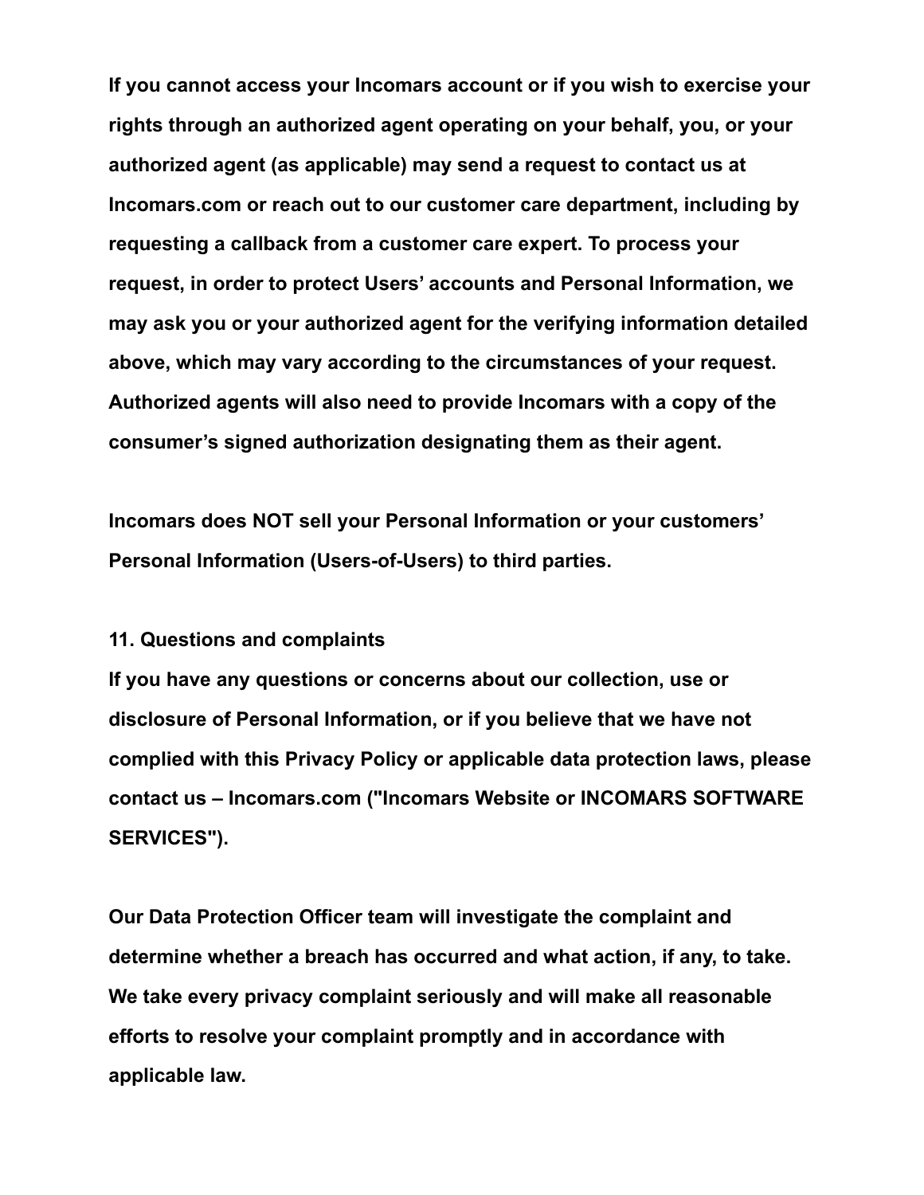**If you cannot access your Incomars account or if you wish to exercise your rights through an authorized agent operating on your behalf, you, or your authorized agent (as applicable) may send a request to contact us at Incomars.com or reach out to our customer care department, including by requesting a callback from a customer care expert. To process your request, in order to protect Users' accounts and Personal Information, we may ask you or your authorized agent for the verifying information detailed above, which may vary according to the circumstances of your request. Authorized agents will also need to provide Incomars with a copy of the consumer's signed authorization designating them as their agent.**

**Incomars does NOT sell your Personal Information or your customers' Personal Information (Users-of-Users) to third parties.**

**11. Questions and complaints**

**If you have any questions or concerns about our collection, use or disclosure of Personal Information, or if you believe that we have not complied with this Privacy Policy or applicable data protection laws, please contact us – Incomars.com ("Incomars Website or INCOMARS SOFTWARE SERVICES").**

**Our Data Protection Officer team will investigate the complaint and determine whether a breach has occurred and what action, if any, to take. We take every privacy complaint seriously and will make all reasonable efforts to resolve your complaint promptly and in accordance with applicable law.**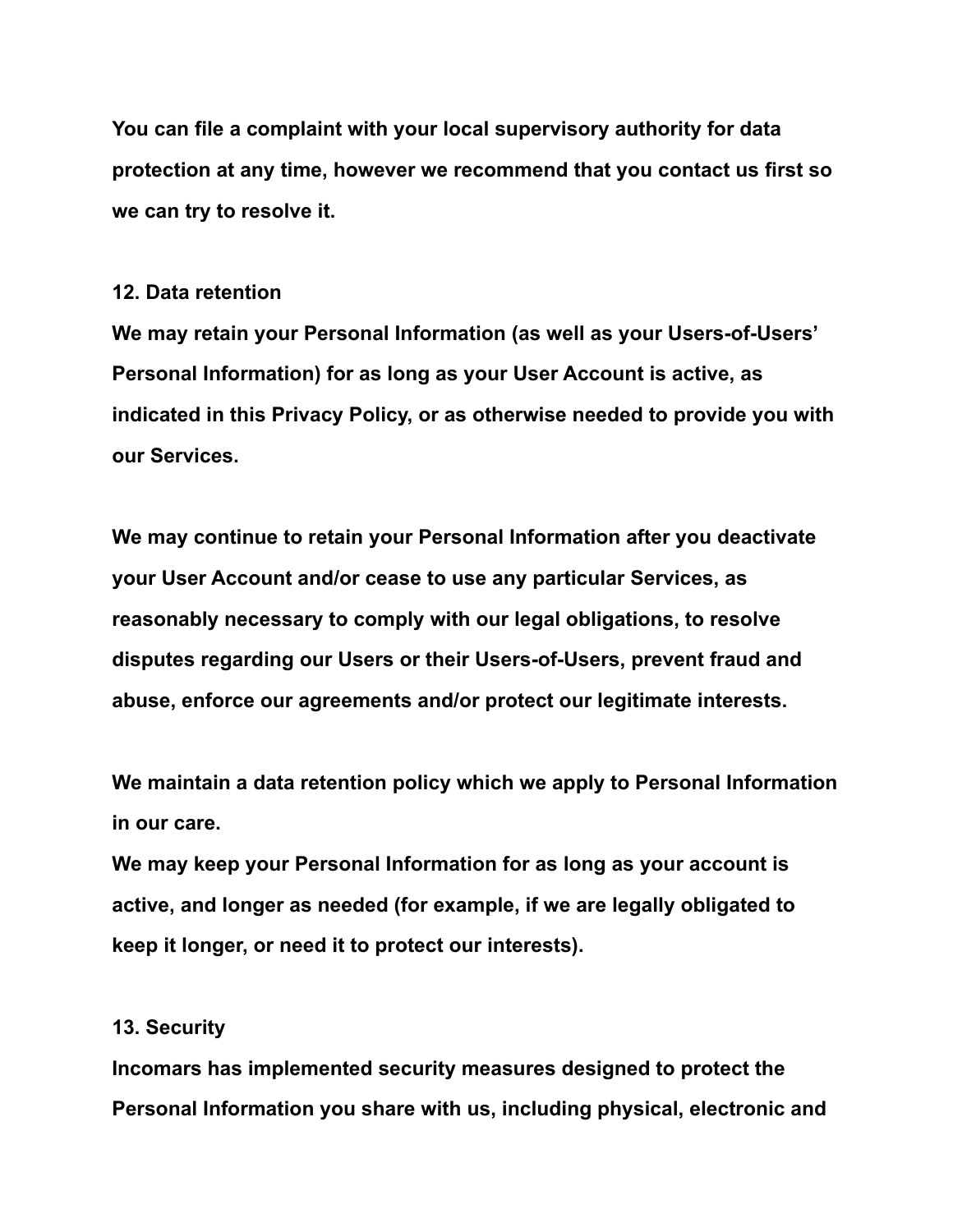**You can file a complaint with your local supervisory authority for data protection at any time, however we recommend that you contact us first so we can try to resolve it.**

## 12. Data retention

**We may retain your Personal Information (as well as your Users-of-Users' Personal Information) for as long as your User Account is active, as indicated in this Privacy Policy, or as otherwise needed to provide you with our Services.**

**We may continue to retain your Personal Information after you deactivate your User Account and/or cease to use any particular Services, as reasonably necessary to comply with our legal obligations, to resolve disputes regarding our Users or their Users-of-Users, prevent fraud and abuse, enforce our agreements and/or protect our legitimate interests.**

**We maintain a data retention policy which we apply to Personal Information in our care.**
**We may keep your Personal Information for as long as your account is active, and longer as needed (for example, if we are legally obligated to keep it longer, or need it to protect our interests).**

## 13. Security

**Incomars has implemented security measures designed to protect the Personal Information you share with us, including physical, electronic and**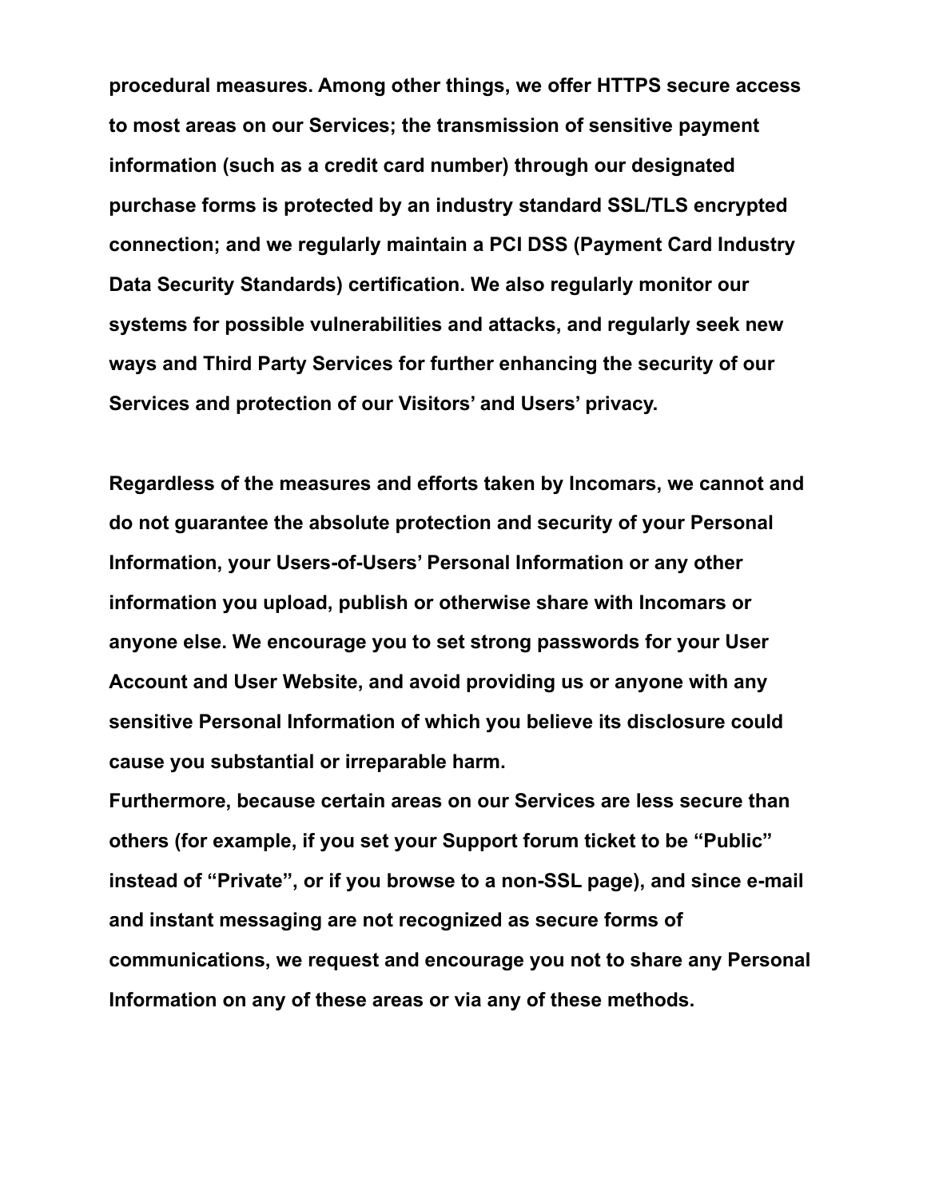**procedural measures. Among other things, we offer HTTPS secure access to most areas on our Services; the transmission of sensitive payment information (such as a credit card number) through our designated purchase forms is protected by an industry standard SSL/TLS encrypted connection; and we regularly maintain a PCI DSS (Payment Card Industry Data Security Standards) certification. We also regularly monitor our systems for possible vulnerabilities and attacks, and regularly seek new ways and Third Party Services for further enhancing the security of our Services and protection of our Visitors' and Users' privacy.**

**Regardless of the measures and efforts taken by Incomars, we cannot and do not guarantee the absolute protection and security of your Personal Information, your Users-of-Users' Personal Information or any other information you upload, publish or otherwise share with Incomars or anyone else. We encourage you to set strong passwords for your User Account and User Website, and avoid providing us or anyone with any sensitive Personal Information of which you believe its disclosure could cause you substantial or irreparable harm.**
**Furthermore, because certain areas on our Services are less secure than others (for example, if you set your Support forum ticket to be "Public" instead of "Private", or if you browse to a non-SSL page), and since e-mail and instant messaging are not recognized as secure forms of communications, we request and encourage you not to share any Personal Information on any of these areas or via any of these methods.**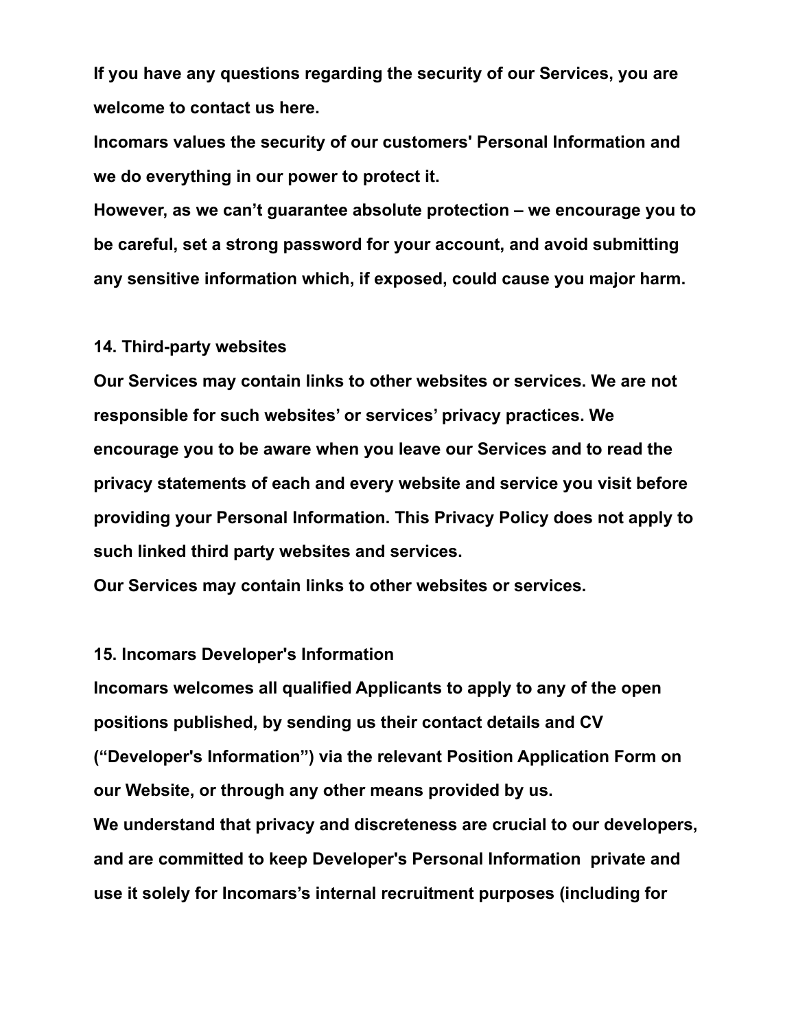**If you have any questions regarding the security of our Services, you are welcome to contact us here.**

**Incomars values the security of our customers' Personal Information and we do everything in our power to protect it.**

**However, as we can't guarantee absolute protection – we encourage you to be careful, set a strong password for your account, and avoid submitting any sensitive information which, if exposed, could cause you major harm.**

## 14. Third-party websites

**Our Services may contain links to other websites or services. We are not responsible for such websites' or services' privacy practices. We encourage you to be aware when you leave our Services and to read the privacy statements of each and every website and service you visit before providing your Personal Information. This Privacy Policy does not apply to such linked third party websites and services.**

**Our Services may contain links to other websites or services.**

## 15. Incomars Developer's Information

**Incomars welcomes all qualified Applicants to apply to any of the open positions published, by sending us their contact details and CV ("Developer's Information") via the relevant Position Application Form on our Website, or through any other means provided by us.**

**We understand that privacy and discreteness are crucial to our developers, and are committed to keep Developer's Personal Information private and use it solely for Incomars's internal recruitment purposes (including for**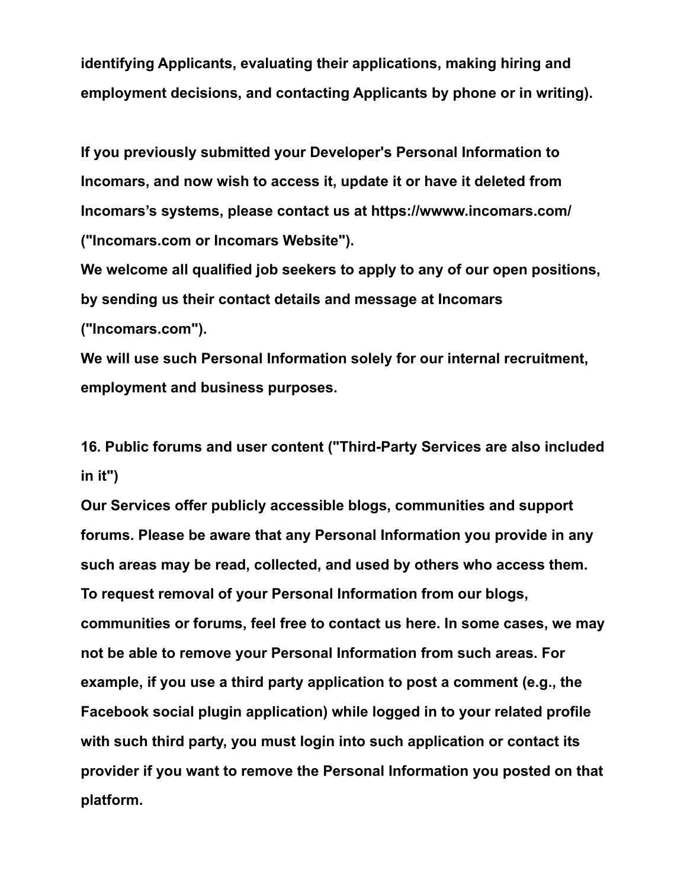identifying Applicants, evaluating their applications, making hiring and employment decisions, and contacting Applicants by phone or in writing).

If you previously submitted your Developer's Personal Information to Incomars, and now wish to access it, update it or have it deleted from Incomars's systems, please contact us at https://wwww.incomars.com/ ("Incomars.com or Incomars Website").

We welcome all qualified job seekers to apply to any of our open positions, by sending us their contact details and message at Incomars ("Incomars.com").

We will use such Personal Information solely for our internal recruitment, employment and business purposes.

## 16. Public forums and user content ("Third-Party Services are also included in it")

Our Services offer publicly accessible blogs, communities and support forums. Please be aware that any Personal Information you provide in any such areas may be read, collected, and used by others who access them. To request removal of your Personal Information from our blogs, communities or forums, feel free to contact us here. In some cases, we may not be able to remove your Personal Information from such areas. For example, if you use a third party application to post a comment (e.g., the Facebook social plugin application) while logged in to your related profile with such third party, you must login into such application or contact its provider if you want to remove the Personal Information you posted on that platform.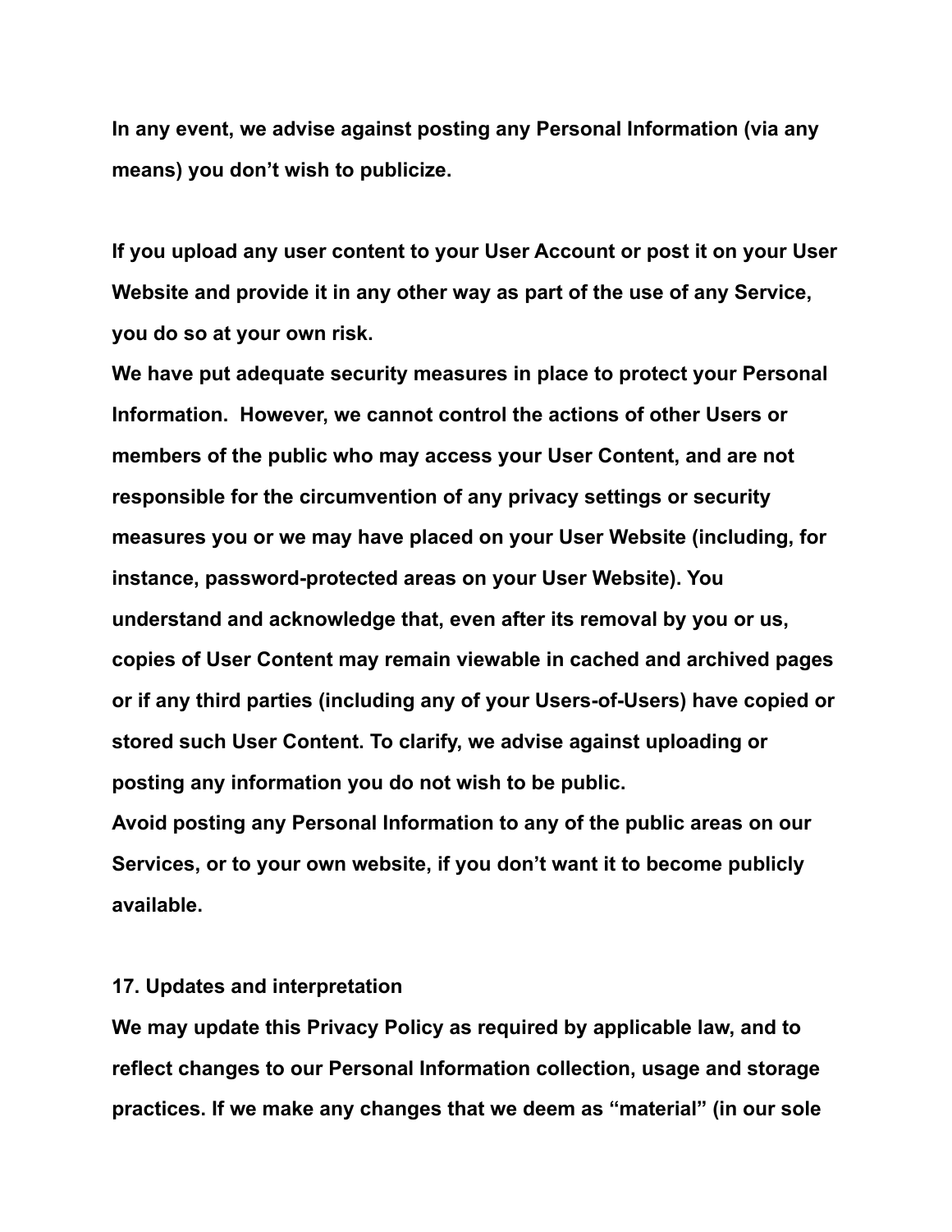**In any event, we advise against posting any Personal Information (via any means) you don't wish to publicize.**

**If you upload any user content to your User Account or post it on your User Website and provide it in any other way as part of the use of any Service, you do so at your own risk.**
**We have put adequate security measures in place to protect your Personal Information. However, we cannot control the actions of other Users or members of the public who may access your User Content, and are not responsible for the circumvention of any privacy settings or security measures you or we may have placed on your User Website (including, for instance, password-protected areas on your User Website). You understand and acknowledge that, even after its removal by you or us, copies of User Content may remain viewable in cached and archived pages or if any third parties (including any of your Users-of-Users) have copied or stored such User Content. To clarify, we advise against uploading or posting any information you do not wish to be public.**
**Avoid posting any Personal Information to any of the public areas on our Services, or to your own website, if you don't want it to become publicly available.**

**17. Updates and interpretation**

**We may update this Privacy Policy as required by applicable law, and to reflect changes to our Personal Information collection, usage and storage practices. If we make any changes that we deem as "material" (in our sole**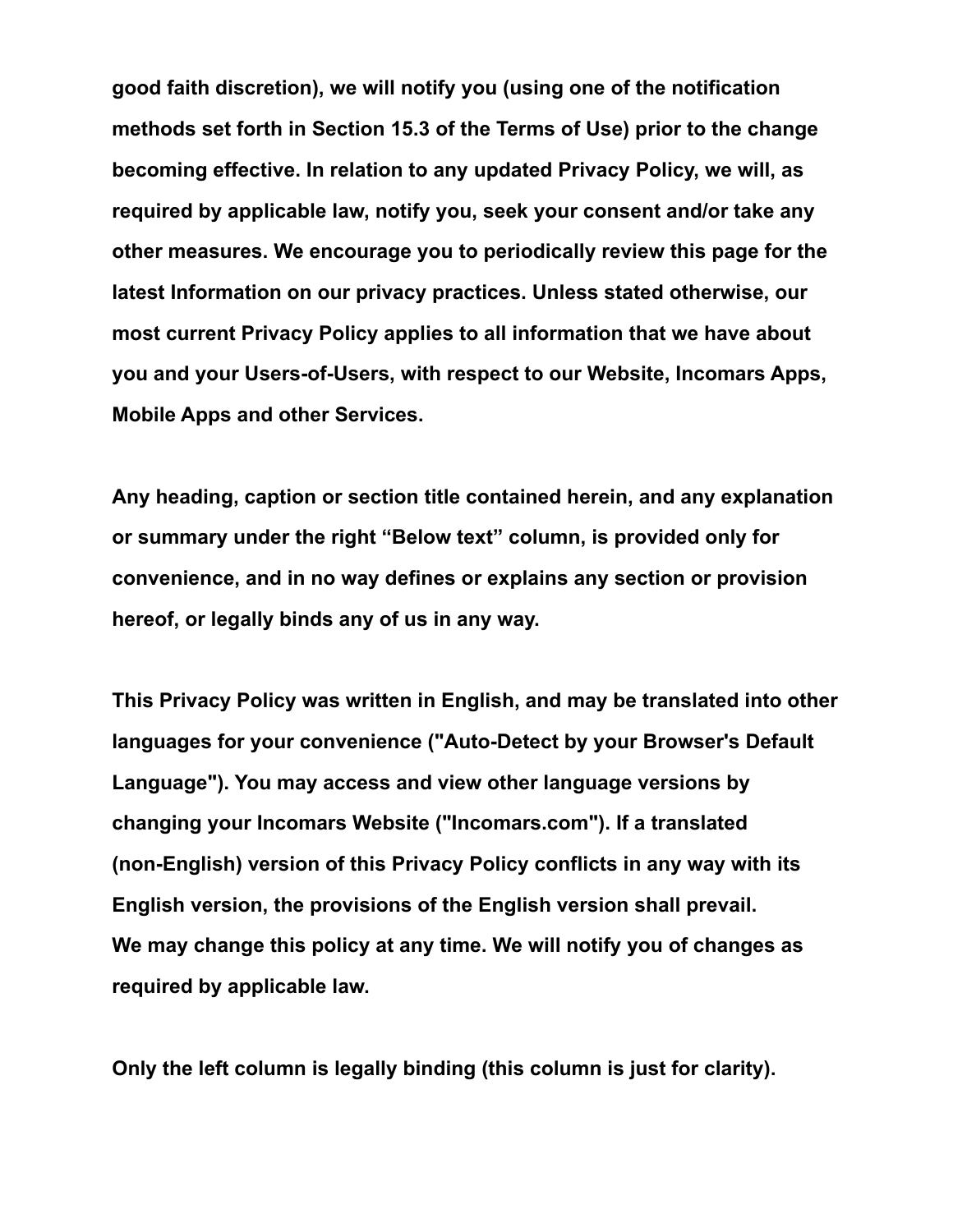**good faith discretion), we will notify you (using one of the notification methods set forth in Section 15.3 of the Terms of Use) prior to the change becoming effective. In relation to any updated Privacy Policy, we will, as required by applicable law, notify you, seek your consent and/or take any other measures. We encourage you to periodically review this page for the latest Information on our privacy practices. Unless stated otherwise, our most current Privacy Policy applies to all information that we have about you and your Users-of-Users, with respect to our Website, Incomars Apps, Mobile Apps and other Services.**

**Any heading, caption or section title contained herein, and any explanation or summary under the right "Below text" column, is provided only for convenience, and in no way defines or explains any section or provision hereof, or legally binds any of us in any way.**

**This Privacy Policy was written in English, and may be translated into other languages for your convenience ("Auto-Detect by your Browser's Default Language"). You may access and view other language versions by changing your Incomars Website ("Incomars.com"). If a translated (non-English) version of this Privacy Policy conflicts in any way with its English version, the provisions of the English version shall prevail.**
**We may change this policy at any time. We will notify you of changes as required by applicable law.**

**Only the left column is legally binding (this column is just for clarity).**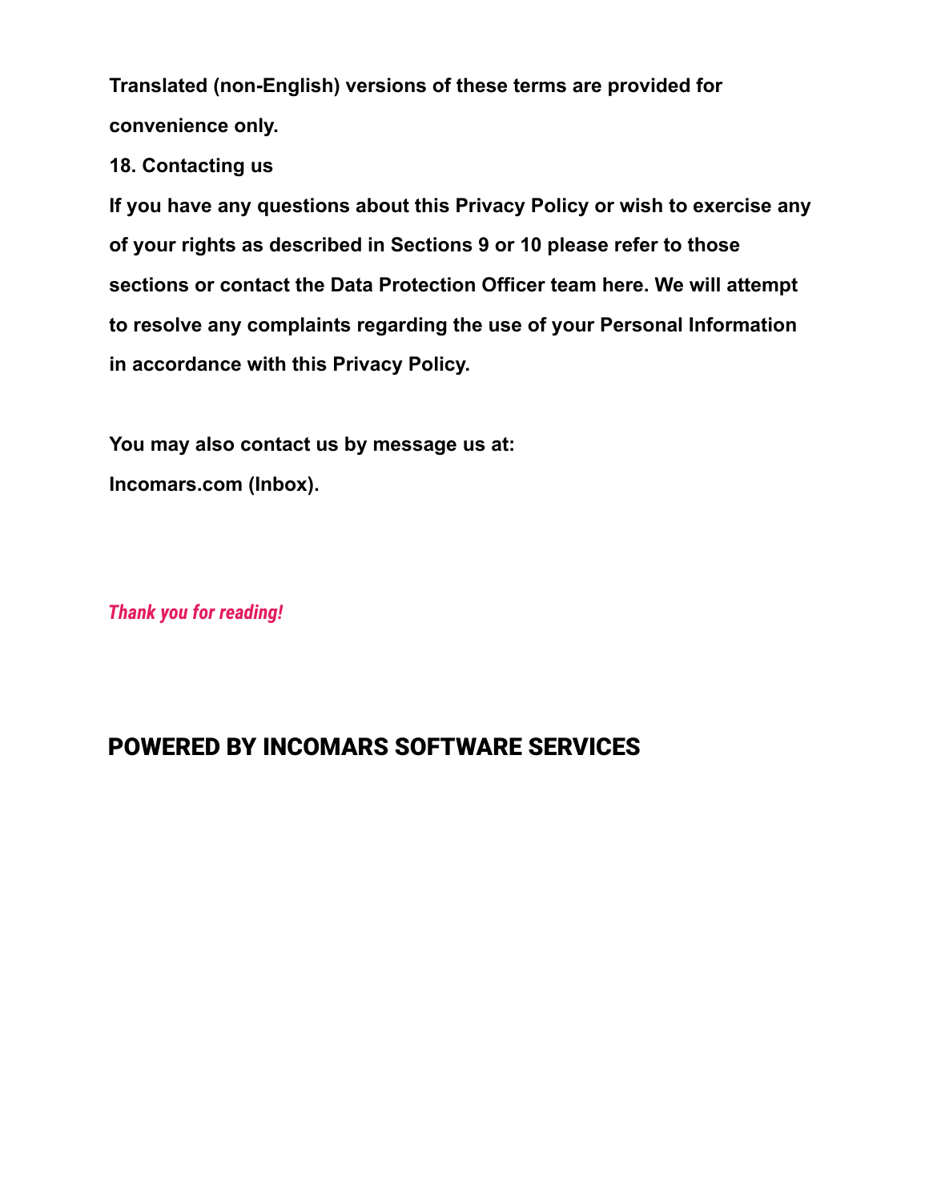**Translated (non-English) versions of these terms are provided for convenience only.**

**18. Contacting us**

**If you have any questions about this Privacy Policy or wish to exercise any of your rights as described in Sections 9 or 10 please refer to those sections or contact the Data Protection Officer team here. We will attempt to resolve any complaints regarding the use of your Personal Information in accordance with this Privacy Policy.**

**You may also contact us by message us at:**

**Incomars.com (Inbox).**

***Thank you for reading!***

## POWERED BY INCOMARS SOFTWARE SERVICES